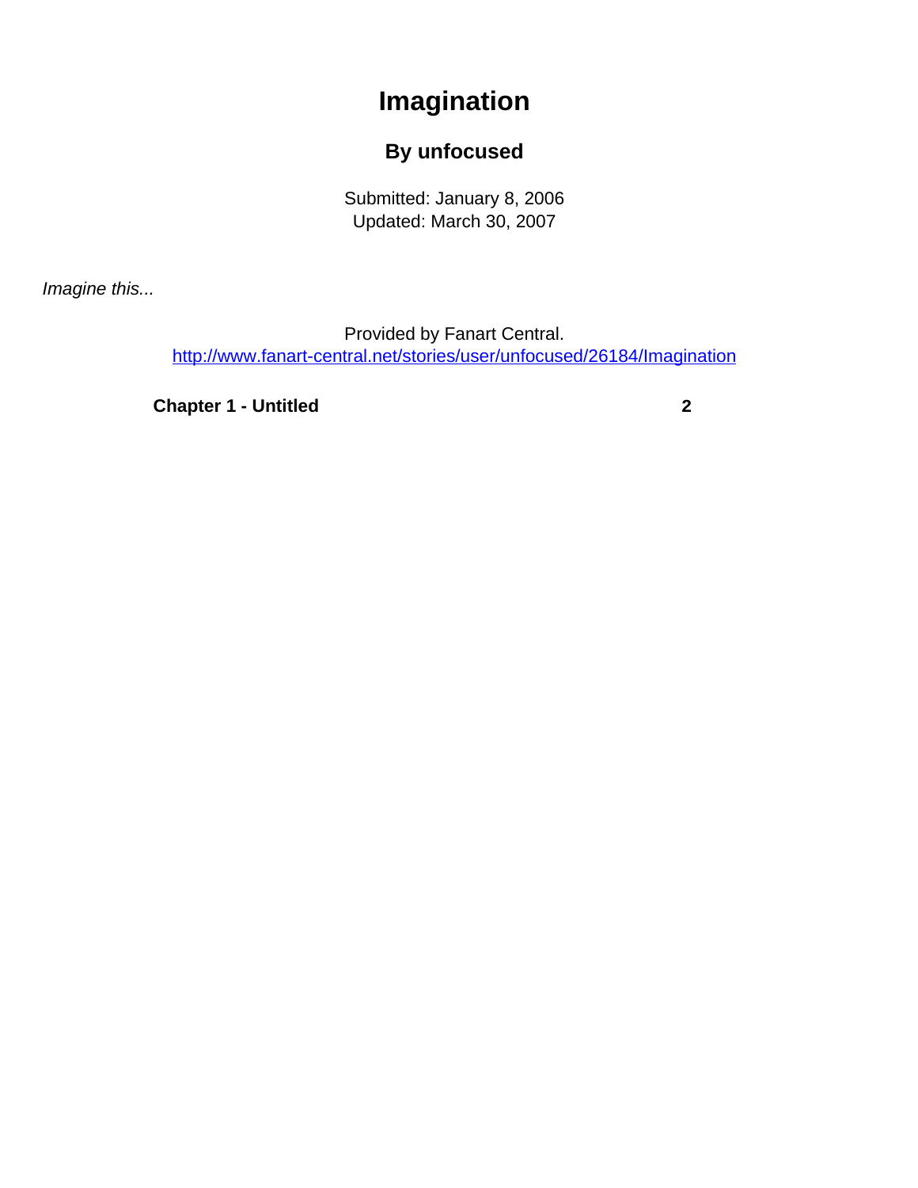# Imagination

## By unfocused

Submitted: January 8, 2006
Updated: March 30, 2007

*Imagine this...*

Provided by Fanart Central.
http://www.fanart-central.net/stories/user/unfocused/26184/Imagination

**Chapter 1 - Untitled** **2**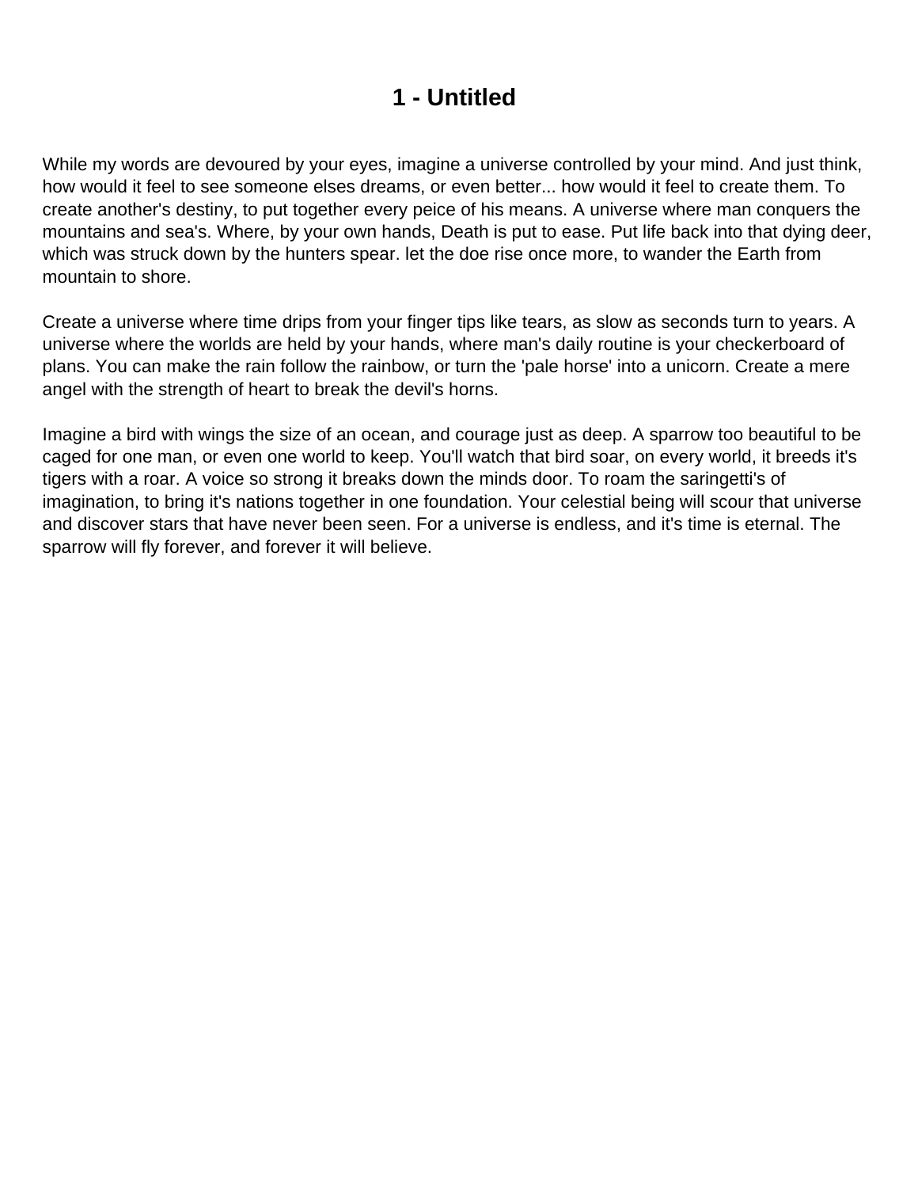# 1 - Untitled

While my words are devoured by your eyes, imagine a universe controlled by your mind. And just think, how would it feel to see someone elses dreams, or even better... how would it feel to create them. To create another's destiny, to put together every peice of his means. A universe where man conquers the mountains and sea's. Where, by your own hands, Death is put to ease. Put life back into that dying deer, which was struck down by the hunters spear. let the doe rise once more, to wander the Earth from mountain to shore.

Create a universe where time drips from your finger tips like tears, as slow as seconds turn to years. A universe where the worlds are held by your hands, where man's daily routine is your checkerboard of plans. You can make the rain follow the rainbow, or turn the 'pale horse' into a unicorn. Create a mere angel with the strength of heart to break the devil's horns.

Imagine a bird with wings the size of an ocean, and courage just as deep. A sparrow too beautiful to be caged for one man, or even one world to keep. You'll watch that bird soar, on every world, it breeds it's tigers with a roar. A voice so strong it breaks down the minds door. To roam the saringetti's of imagination, to bring it's nations together in one foundation. Your celestial being will scour that universe and discover stars that have never been seen. For a universe is endless, and it's time is eternal. The sparrow will fly forever, and forever it will believe.